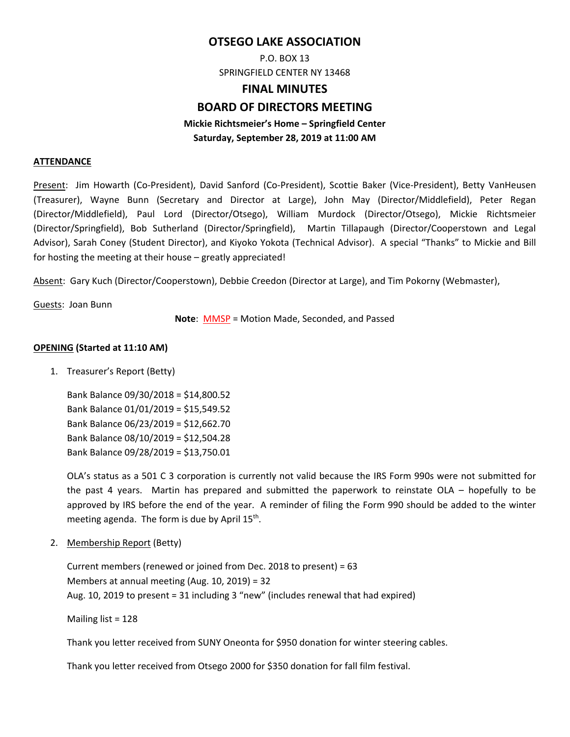# OTSEGO LAKE ASSOCIATION

P.O. BOX 13
SPRINGFIELD CENTER NY 13468

## FINAL MINUTES

## BOARD OF DIRECTORS MEETING

**Mickie Richtsmeier's Home – Springfield Center**
**Saturday, September 28, 2019 at 11:00 AM**

**ATTENDANCE**

Present: Jim Howarth (Co-President), David Sanford (Co-President), Scottie Baker (Vice-President), Betty VanHeusen (Treasurer), Wayne Bunn (Secretary and Director at Large), John May (Director/Middlefield), Peter Regan (Director/Middlefield), Paul Lord (Director/Otsego), William Murdock (Director/Otsego), Mickie Richtsmeier (Director/Springfield), Bob Sutherland (Director/Springfield), Martin Tillapaugh (Director/Cooperstown and Legal Advisor), Sarah Coney (Student Director), and Kiyoko Yokota (Technical Advisor). A special "Thanks" to Mickie and Bill for hosting the meeting at their house – greatly appreciated!

Absent: Gary Kuch (Director/Cooperstown), Debbie Creedon (Director at Large), and Tim Pokorny (Webmaster),

Guests: Joan Bunn

**Note**: MMSP = Motion Made, Seconded, and Passed

**OPENING (Started at 11:10 AM)**

1. Treasurer's Report (Betty)

   Bank Balance 09/30/2018 = $14,800.52
   Bank Balance 01/01/2019 = $15,549.52
   Bank Balance 06/23/2019 = $12,662.70
   Bank Balance 08/10/2019 = $12,504.28
   Bank Balance 09/28/2019 = $13,750.01

   OLA's status as a 501 C 3 corporation is currently not valid because the IRS Form 990s were not submitted for the past 4 years. Martin has prepared and submitted the paperwork to reinstate OLA – hopefully to be approved by IRS before the end of the year. A reminder of filing the Form 990 should be added to the winter meeting agenda. The form is due by April 15th.

2. Membership Report (Betty)

   Current members (renewed or joined from Dec. 2018 to present) = 63
   Members at annual meeting (Aug. 10, 2019) = 32
   Aug. 10, 2019 to present = 31 including 3 "new" (includes renewal that had expired)

   Mailing list = 128

   Thank you letter received from SUNY Oneonta for $950 donation for winter steering cables.

   Thank you letter received from Otsego 2000 for $350 donation for fall film festival.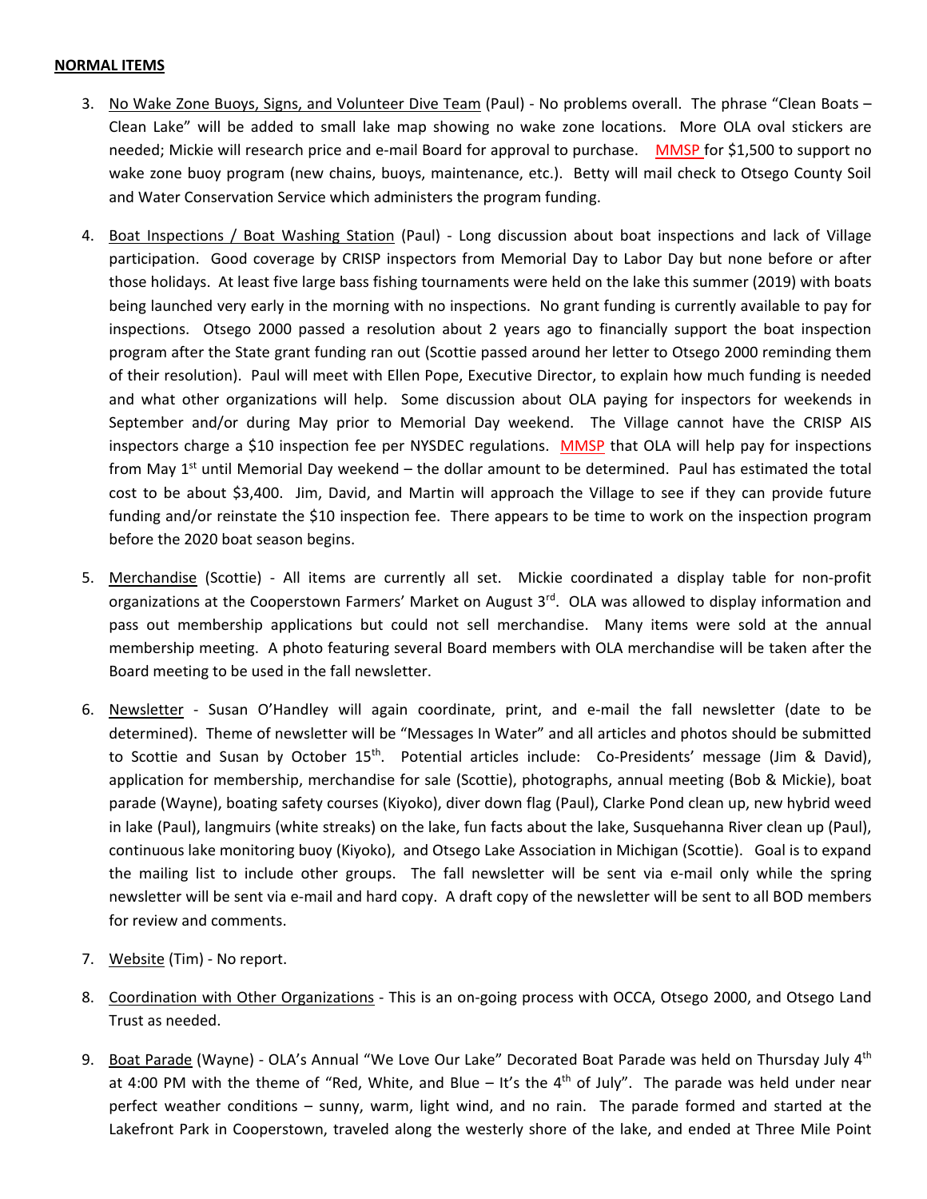**NORMAL ITEMS**

3. No Wake Zone Buoys, Signs, and Volunteer Dive Team (Paul) - No problems overall. The phrase "Clean Boats – Clean Lake" will be added to small lake map showing no wake zone locations. More OLA oval stickers are needed; Mickie will research price and e-mail Board for approval to purchase. MMSP for $1,500 to support no wake zone buoy program (new chains, buoys, maintenance, etc.). Betty will mail check to Otsego County Soil and Water Conservation Service which administers the program funding.

4. Boat Inspections / Boat Washing Station (Paul) - Long discussion about boat inspections and lack of Village participation. Good coverage by CRISP inspectors from Memorial Day to Labor Day but none before or after those holidays. At least five large bass fishing tournaments were held on the lake this summer (2019) with boats being launched very early in the morning with no inspections. No grant funding is currently available to pay for inspections. Otsego 2000 passed a resolution about 2 years ago to financially support the boat inspection program after the State grant funding ran out (Scottie passed around her letter to Otsego 2000 reminding them of their resolution). Paul will meet with Ellen Pope, Executive Director, to explain how much funding is needed and what other organizations will help. Some discussion about OLA paying for inspectors for weekends in September and/or during May prior to Memorial Day weekend. The Village cannot have the CRISP AIS inspectors charge a $10 inspection fee per NYSDEC regulations. MMSP that OLA will help pay for inspections from May 1st until Memorial Day weekend – the dollar amount to be determined. Paul has estimated the total cost to be about $3,400. Jim, David, and Martin will approach the Village to see if they can provide future funding and/or reinstate the $10 inspection fee. There appears to be time to work on the inspection program before the 2020 boat season begins.

5. Merchandise (Scottie) - All items are currently all set. Mickie coordinated a display table for non-profit organizations at the Cooperstown Farmers' Market on August 3rd. OLA was allowed to display information and pass out membership applications but could not sell merchandise. Many items were sold at the annual membership meeting. A photo featuring several Board members with OLA merchandise will be taken after the Board meeting to be used in the fall newsletter.

6. Newsletter - Susan O'Handley will again coordinate, print, and e-mail the fall newsletter (date to be determined). Theme of newsletter will be "Messages In Water" and all articles and photos should be submitted to Scottie and Susan by October 15th. Potential articles include: Co-Presidents' message (Jim & David), application for membership, merchandise for sale (Scottie), photographs, annual meeting (Bob & Mickie), boat parade (Wayne), boating safety courses (Kiyoko), diver down flag (Paul), Clarke Pond clean up, new hybrid weed in lake (Paul), langmuirs (white streaks) on the lake, fun facts about the lake, Susquehanna River clean up (Paul), continuous lake monitoring buoy (Kiyoko), and Otsego Lake Association in Michigan (Scottie). Goal is to expand the mailing list to include other groups. The fall newsletter will be sent via e-mail only while the spring newsletter will be sent via e-mail and hard copy. A draft copy of the newsletter will be sent to all BOD members for review and comments.

7. Website (Tim) - No report.

8. Coordination with Other Organizations - This is an on-going process with OCCA, Otsego 2000, and Otsego Land Trust as needed.

9. Boat Parade (Wayne) - OLA's Annual "We Love Our Lake" Decorated Boat Parade was held on Thursday July 4th at 4:00 PM with the theme of "Red, White, and Blue – It's the 4th of July". The parade was held under near perfect weather conditions – sunny, warm, light wind, and no rain. The parade formed and started at the Lakefront Park in Cooperstown, traveled along the westerly shore of the lake, and ended at Three Mile Point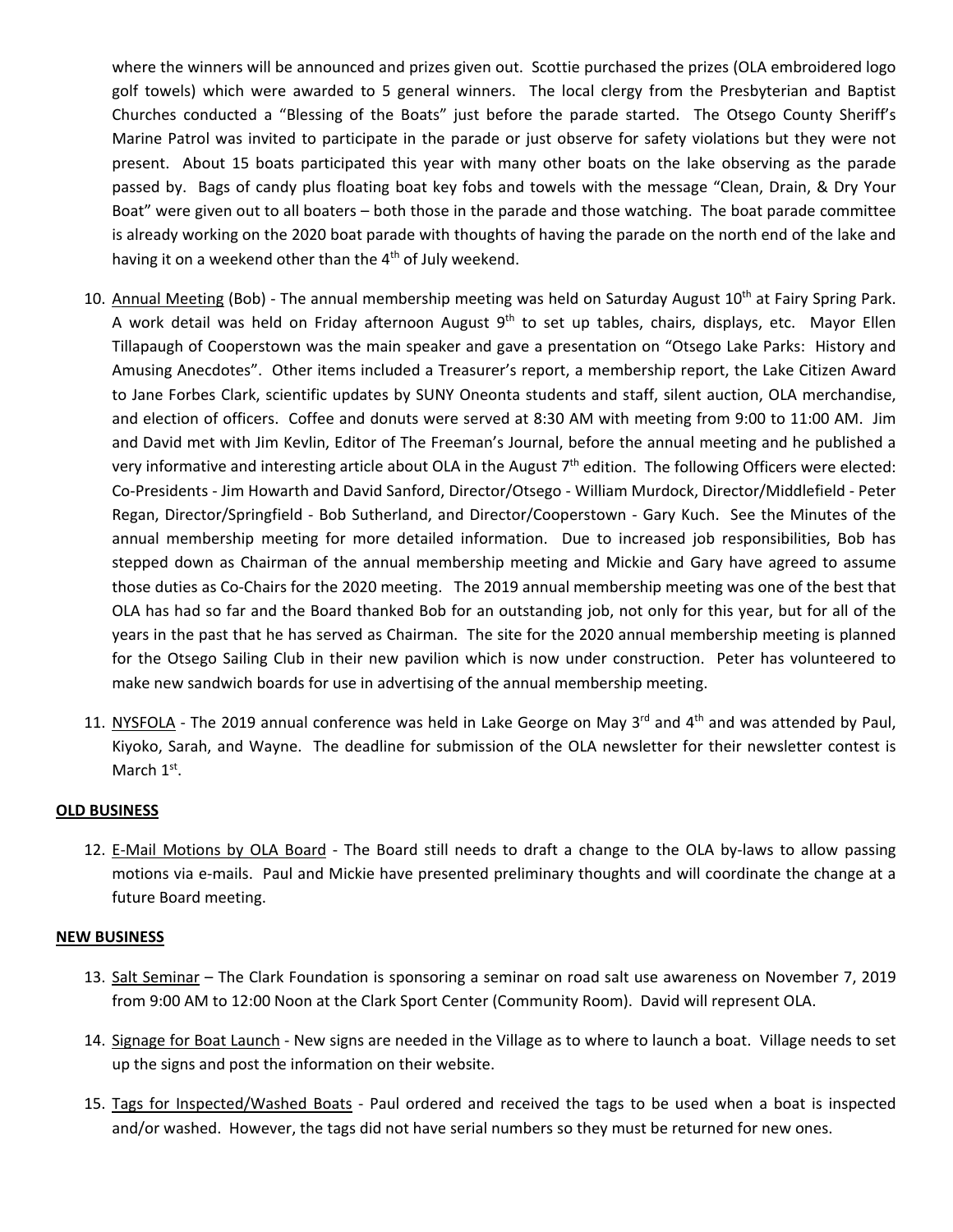where the winners will be announced and prizes given out. Scottie purchased the prizes (OLA embroidered logo golf towels) which were awarded to 5 general winners. The local clergy from the Presbyterian and Baptist Churches conducted a "Blessing of the Boats" just before the parade started. The Otsego County Sheriff's Marine Patrol was invited to participate in the parade or just observe for safety violations but they were not present. About 15 boats participated this year with many other boats on the lake observing as the parade passed by. Bags of candy plus floating boat key fobs and towels with the message "Clean, Drain, & Dry Your Boat" were given out to all boaters – both those in the parade and those watching. The boat parade committee is already working on the 2020 boat parade with thoughts of having the parade on the north end of the lake and having it on a weekend other than the 4th of July weekend.

10. Annual Meeting (Bob) - The annual membership meeting was held on Saturday August 10th at Fairy Spring Park. A work detail was held on Friday afternoon August 9th to set up tables, chairs, displays, etc. Mayor Ellen Tillapaugh of Cooperstown was the main speaker and gave a presentation on "Otsego Lake Parks: History and Amusing Anecdotes". Other items included a Treasurer's report, a membership report, the Lake Citizen Award to Jane Forbes Clark, scientific updates by SUNY Oneonta students and staff, silent auction, OLA merchandise, and election of officers. Coffee and donuts were served at 8:30 AM with meeting from 9:00 to 11:00 AM. Jim and David met with Jim Kevlin, Editor of The Freeman's Journal, before the annual meeting and he published a very informative and interesting article about OLA in the August 7th edition. The following Officers were elected: Co-Presidents - Jim Howarth and David Sanford, Director/Otsego - William Murdock, Director/Middlefield - Peter Regan, Director/Springfield - Bob Sutherland, and Director/Cooperstown - Gary Kuch. See the Minutes of the annual membership meeting for more detailed information. Due to increased job responsibilities, Bob has stepped down as Chairman of the annual membership meeting and Mickie and Gary have agreed to assume those duties as Co-Chairs for the 2020 meeting. The 2019 annual membership meeting was one of the best that OLA has had so far and the Board thanked Bob for an outstanding job, not only for this year, but for all of the years in the past that he has served as Chairman. The site for the 2020 annual membership meeting is planned for the Otsego Sailing Club in their new pavilion which is now under construction. Peter has volunteered to make new sandwich boards for use in advertising of the annual membership meeting.

11. NYSFOLA - The 2019 annual conference was held in Lake George on May 3rd and 4th and was attended by Paul, Kiyoko, Sarah, and Wayne. The deadline for submission of the OLA newsletter for their newsletter contest is March 1st.

**OLD BUSINESS**

12. E-Mail Motions by OLA Board - The Board still needs to draft a change to the OLA by-laws to allow passing motions via e-mails. Paul and Mickie have presented preliminary thoughts and will coordinate the change at a future Board meeting.

**NEW BUSINESS**

13. Salt Seminar – The Clark Foundation is sponsoring a seminar on road salt use awareness on November 7, 2019 from 9:00 AM to 12:00 Noon at the Clark Sport Center (Community Room). David will represent OLA.

14. Signage for Boat Launch - New signs are needed in the Village as to where to launch a boat. Village needs to set up the signs and post the information on their website.

15. Tags for Inspected/Washed Boats - Paul ordered and received the tags to be used when a boat is inspected and/or washed. However, the tags did not have serial numbers so they must be returned for new ones.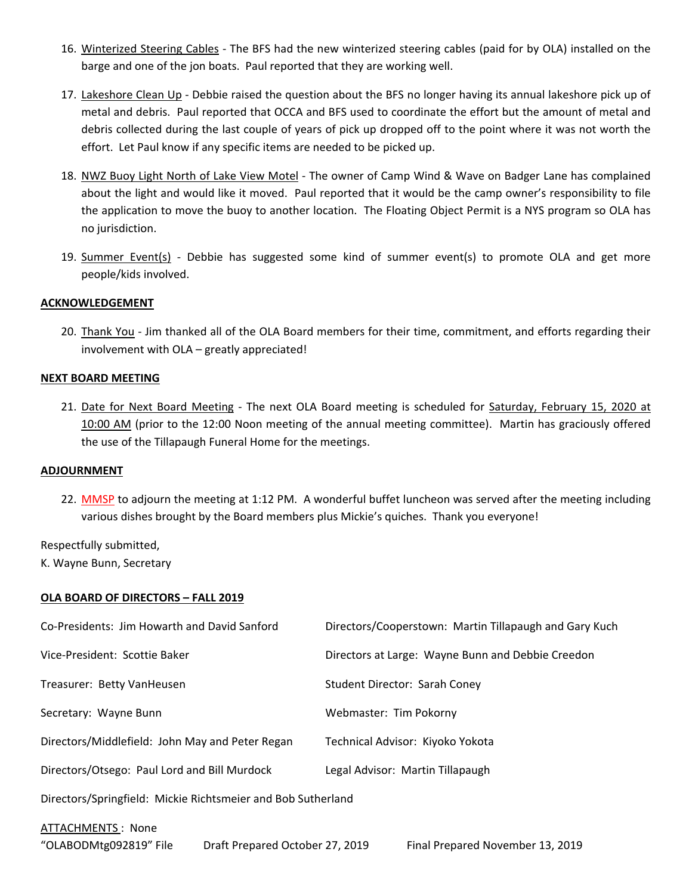16. Winterized Steering Cables - The BFS had the new winterized steering cables (paid for by OLA) installed on the barge and one of the jon boats. Paul reported that they are working well.

17. Lakeshore Clean Up - Debbie raised the question about the BFS no longer having its annual lakeshore pick up of metal and debris. Paul reported that OCCA and BFS used to coordinate the effort but the amount of metal and debris collected during the last couple of years of pick up dropped off to the point where it was not worth the effort. Let Paul know if any specific items are needed to be picked up.

18. NWZ Buoy Light North of Lake View Motel - The owner of Camp Wind & Wave on Badger Lane has complained about the light and would like it moved. Paul reported that it would be the camp owner's responsibility to file the application to move the buoy to another location. The Floating Object Permit is a NYS program so OLA has no jurisdiction.

19. Summer Event(s) - Debbie has suggested some kind of summer event(s) to promote OLA and get more people/kids involved.

**ACKNOWLEDGEMENT**

20. Thank You - Jim thanked all of the OLA Board members for their time, commitment, and efforts regarding their involvement with OLA – greatly appreciated!

**NEXT BOARD MEETING**

21. Date for Next Board Meeting - The next OLA Board meeting is scheduled for Saturday, February 15, 2020 at 10:00 AM (prior to the 12:00 Noon meeting of the annual meeting committee). Martin has graciously offered the use of the Tillapaugh Funeral Home for the meetings.

**ADJOURNMENT**

22. MMSP to adjourn the meeting at 1:12 PM. A wonderful buffet luncheon was served after the meeting including various dishes brought by the Board members plus Mickie's quiches. Thank you everyone!

Respectfully submitted,
K. Wayne Bunn, Secretary

**OLA BOARD OF DIRECTORS – FALL 2019**

| | |
|---|---|
| Co-Presidents: Jim Howarth and David Sanford | Directors/Cooperstown: Martin Tillapaugh and Gary Kuch |
| Vice-President: Scottie Baker | Directors at Large: Wayne Bunn and Debbie Creedon |
| Treasurer: Betty VanHeusen | Student Director: Sarah Coney |
| Secretary: Wayne Bunn | Webmaster: Tim Pokorny |
| Directors/Middlefield: John May and Peter Regan | Technical Advisor: Kiyoko Yokota |
| Directors/Otsego: Paul Lord and Bill Murdock | Legal Advisor: Martin Tillapaugh |
| Directors/Springfield: Mickie Richtsmeier and Bob Sutherland | |

ATTACHMENTS: None
"OLABODMtg092819" File    Draft Prepared October 27, 2019    Final Prepared November 13, 2019